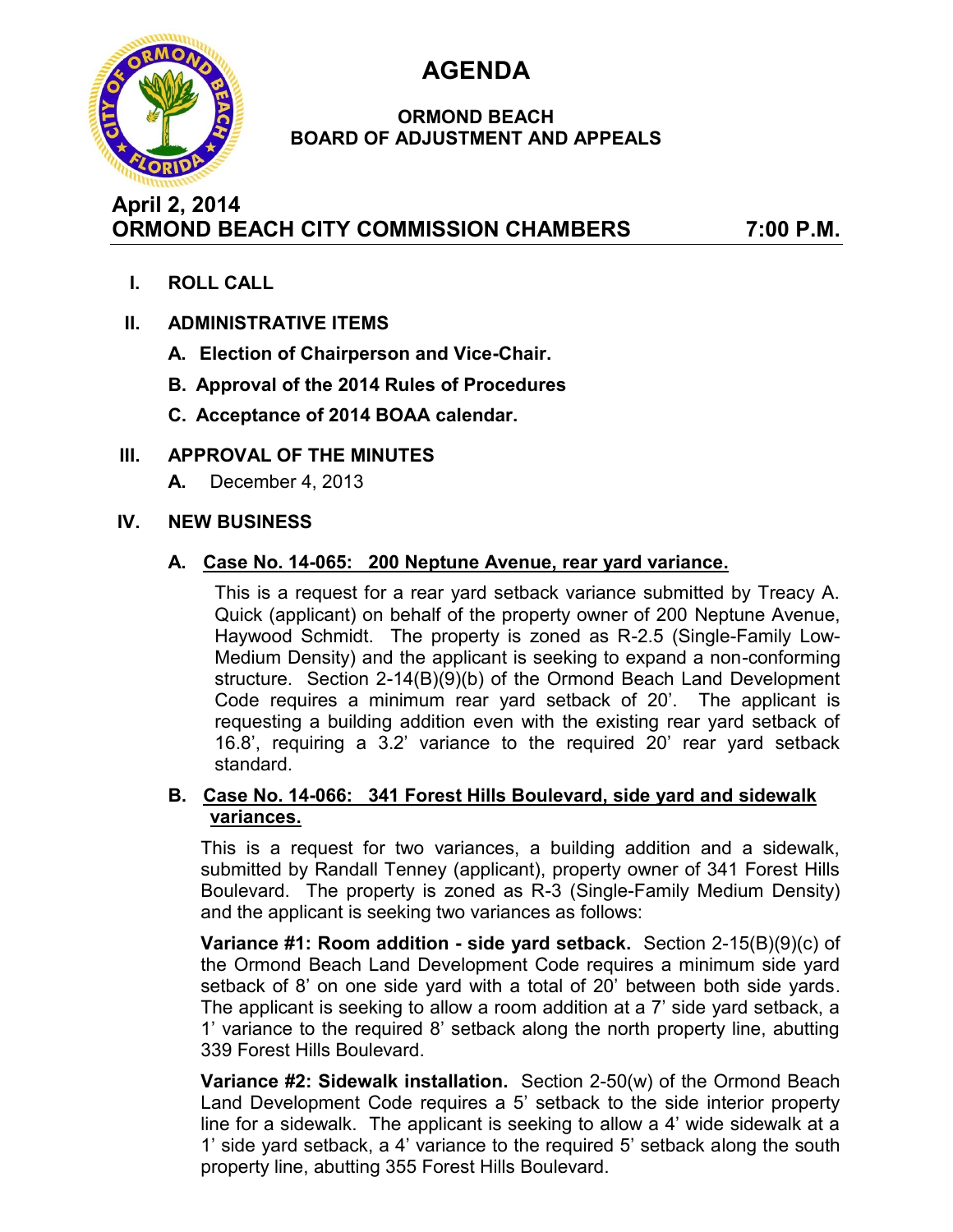# AGENDA

## ORMOND BEACH
## BOARD OF ADJUSTMENT AND APPEALS

**April 2, 2014**
**ORMOND BEACH CITY COMMISSION CHAMBERS 7:00 P.M.**

**I. ROLL CALL**

**II. ADMINISTRATIVE ITEMS**

**A. Election of Chairperson and Vice-Chair.**

**B. Approval of the 2014 Rules of Procedures**

**C. Acceptance of 2014 BOAA calendar.**

**III. APPROVAL OF THE MINUTES**

**A.** December 4, 2013

**IV. NEW BUSINESS**

**A. Case No. 14-065: 200 Neptune Avenue, rear yard variance.**

This is a request for a rear yard setback variance submitted by Treacy A. Quick (applicant) on behalf of the property owner of 200 Neptune Avenue, Haywood Schmidt. The property is zoned as R-2.5 (Single-Family Low-Medium Density) and the applicant is seeking to expand a non-conforming structure. Section 2-14(B)(9)(b) of the Ormond Beach Land Development Code requires a minimum rear yard setback of 20'. The applicant is requesting a building addition even with the existing rear yard setback of 16.8', requiring a 3.2' variance to the required 20' rear yard setback standard.

**B. Case No. 14-066: 341 Forest Hills Boulevard, side yard and sidewalk variances.**

This is a request for two variances, a building addition and a sidewalk, submitted by Randall Tenney (applicant), property owner of 341 Forest Hills Boulevard. The property is zoned as R-3 (Single-Family Medium Density) and the applicant is seeking two variances as follows:

**Variance #1: Room addition - side yard setback.** Section 2-15(B)(9)(c) of the Ormond Beach Land Development Code requires a minimum side yard setback of 8' on one side yard with a total of 20' between both side yards. The applicant is seeking to allow a room addition at a 7' side yard setback, a 1' variance to the required 8' setback along the north property line, abutting 339 Forest Hills Boulevard.

**Variance #2: Sidewalk installation.** Section 2-50(w) of the Ormond Beach Land Development Code requires a 5' setback to the side interior property line for a sidewalk. The applicant is seeking to allow a 4' wide sidewalk at a 1' side yard setback, a 4' variance to the required 5' setback along the south property line, abutting 355 Forest Hills Boulevard.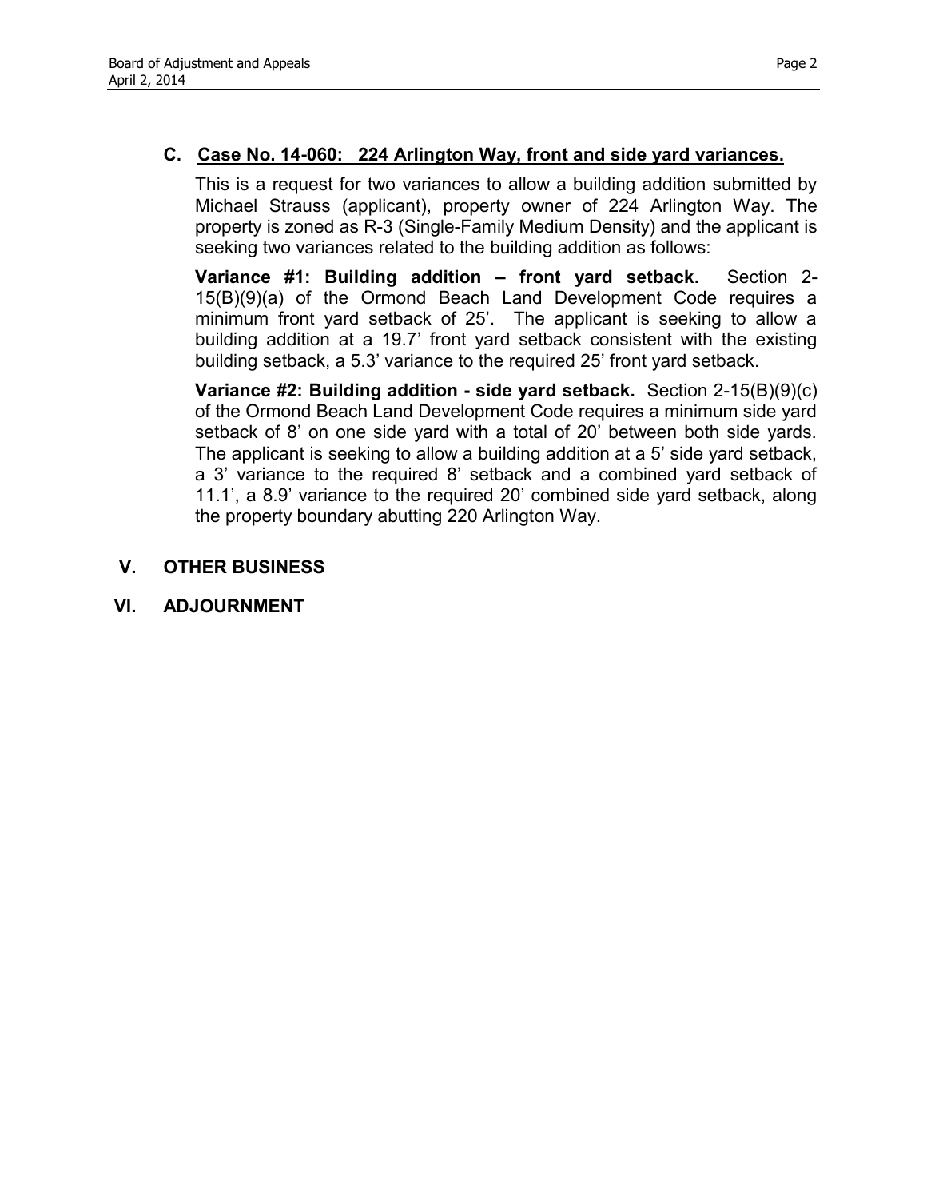**C. Case No. 14-060: 224 Arlington Way, front and side yard variances.**

This is a request for two variances to allow a building addition submitted by Michael Strauss (applicant), property owner of 224 Arlington Way. The property is zoned as R-3 (Single-Family Medium Density) and the applicant is seeking two variances related to the building addition as follows:

**Variance #1: Building addition – front yard setback.** Section 2-15(B)(9)(a) of the Ormond Beach Land Development Code requires a minimum front yard setback of 25'. The applicant is seeking to allow a building addition at a 19.7' front yard setback consistent with the existing building setback, a 5.3' variance to the required 25' front yard setback.

**Variance #2: Building addition - side yard setback.** Section 2-15(B)(9)(c) of the Ormond Beach Land Development Code requires a minimum side yard setback of 8' on one side yard with a total of 20' between both side yards. The applicant is seeking to allow a building addition at a 5' side yard setback, a 3' variance to the required 8' setback and a combined yard setback of 11.1', a 8.9' variance to the required 20' combined side yard setback, along the property boundary abutting 220 Arlington Way.

## V. OTHER BUSINESS

## VI. ADJOURNMENT